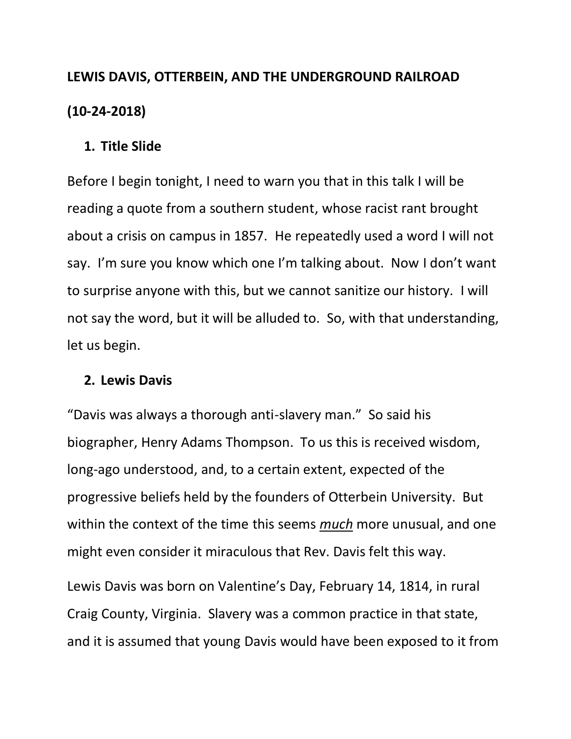**LEWIS DAVIS, OTTERBEIN, AND THE UNDERGROUND RAILROAD**

**(10-24-2018)**

1. **Title Slide**

Before I begin tonight, I need to warn you that in this talk I will be reading a quote from a southern student, whose racist rant brought about a crisis on campus in 1857. He repeatedly used a word I will not say. I'm sure you know which one I'm talking about. Now I don't want to surprise anyone with this, but we cannot sanitize our history. I will not say the word, but it will be alluded to. So, with that understanding, let us begin.

2. **Lewis Davis**

"Davis was always a thorough anti-slavery man." So said his biographer, Henry Adams Thompson. To us this is received wisdom, long-ago understood, and, to a certain extent, expected of the progressive beliefs held by the founders of Otterbein University. But within the context of the time this seems ***much*** more unusual, and one might even consider it miraculous that Rev. Davis felt this way.

Lewis Davis was born on Valentine's Day, February 14, 1814, in rural Craig County, Virginia. Slavery was a common practice in that state, and it is assumed that young Davis would have been exposed to it from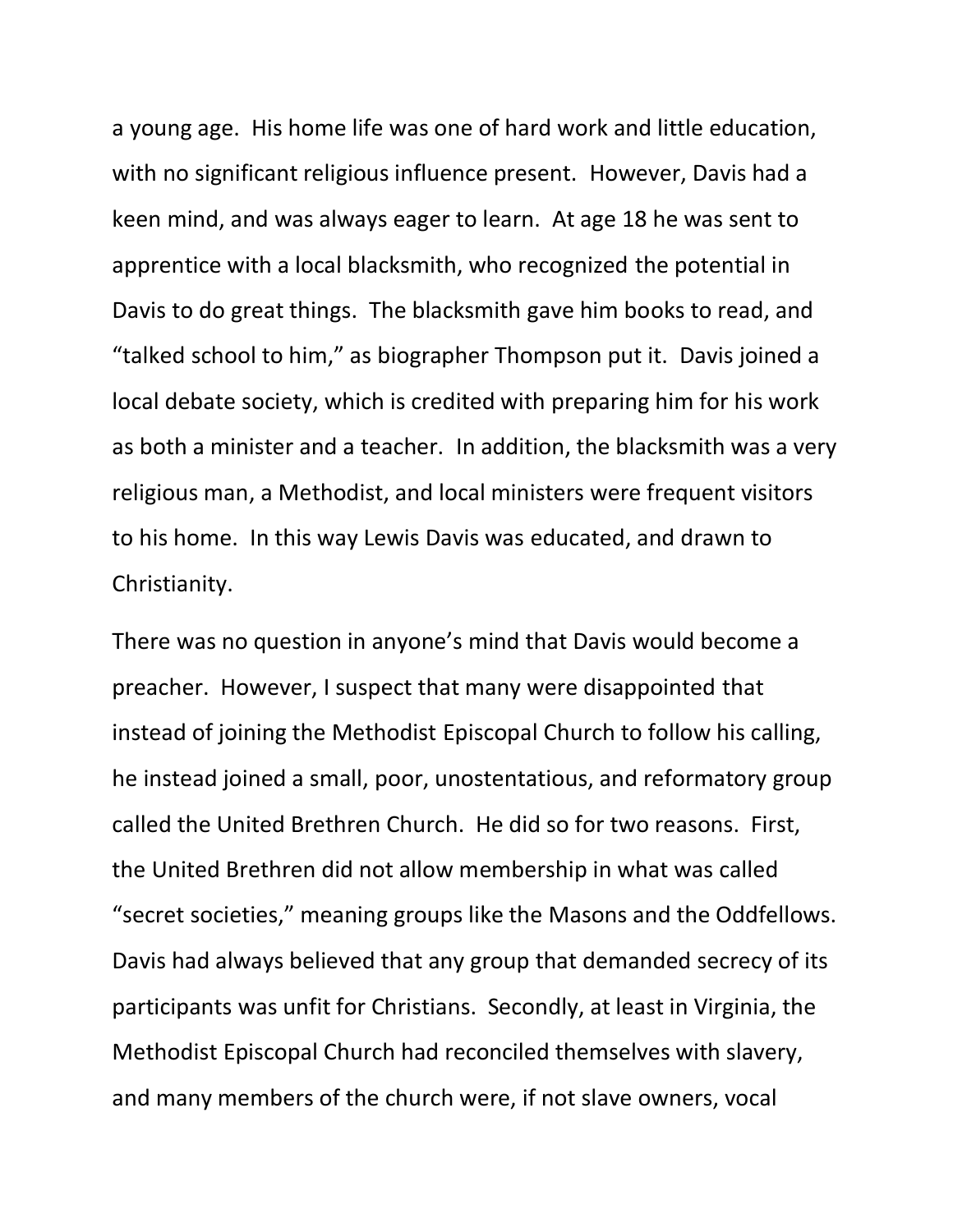a young age. His home life was one of hard work and little education, with no significant religious influence present. However, Davis had a keen mind, and was always eager to learn. At age 18 he was sent to apprentice with a local blacksmith, who recognized the potential in Davis to do great things. The blacksmith gave him books to read, and "talked school to him," as biographer Thompson put it. Davis joined a local debate society, which is credited with preparing him for his work as both a minister and a teacher. In addition, the blacksmith was a very religious man, a Methodist, and local ministers were frequent visitors to his home. In this way Lewis Davis was educated, and drawn to Christianity.

There was no question in anyone's mind that Davis would become a preacher. However, I suspect that many were disappointed that instead of joining the Methodist Episcopal Church to follow his calling, he instead joined a small, poor, unostentatious, and reformatory group called the United Brethren Church. He did so for two reasons. First, the United Brethren did not allow membership in what was called "secret societies," meaning groups like the Masons and the Oddfellows. Davis had always believed that any group that demanded secrecy of its participants was unfit for Christians. Secondly, at least in Virginia, the Methodist Episcopal Church had reconciled themselves with slavery, and many members of the church were, if not slave owners, vocal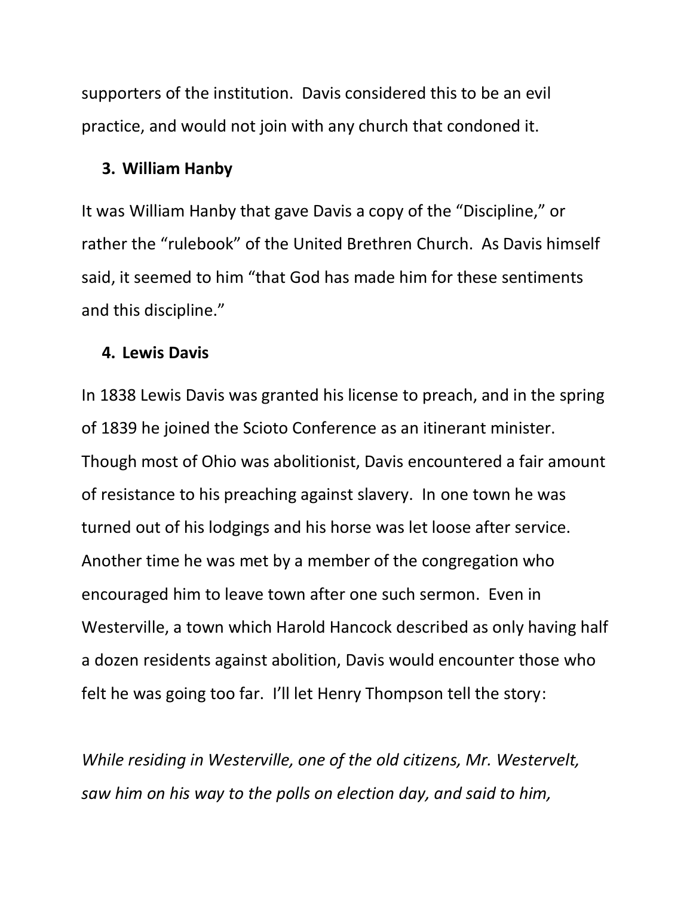supporters of the institution.  Davis considered this to be an evil practice, and would not join with any church that condoned it.

3. **William Hanby**

It was William Hanby that gave Davis a copy of the "Discipline," or rather the "rulebook" of the United Brethren Church.  As Davis himself said, it seemed to him "that God has made him for these sentiments and this discipline."

4. **Lewis Davis**

In 1838 Lewis Davis was granted his license to preach, and in the spring of 1839 he joined the Scioto Conference as an itinerant minister.  Though most of Ohio was abolitionist, Davis encountered a fair amount of resistance to his preaching against slavery.  In one town he was turned out of his lodgings and his horse was let loose after service.  Another time he was met by a member of the congregation who encouraged him to leave town after one such sermon.  Even in Westerville, a town which Harold Hancock described as only having half a dozen residents against abolition, Davis would encounter those who felt he was going too far.  I'll let Henry Thompson tell the story:

*While residing in Westerville, one of the old citizens, Mr. Westervelt, saw him on his way to the polls on election day, and said to him,*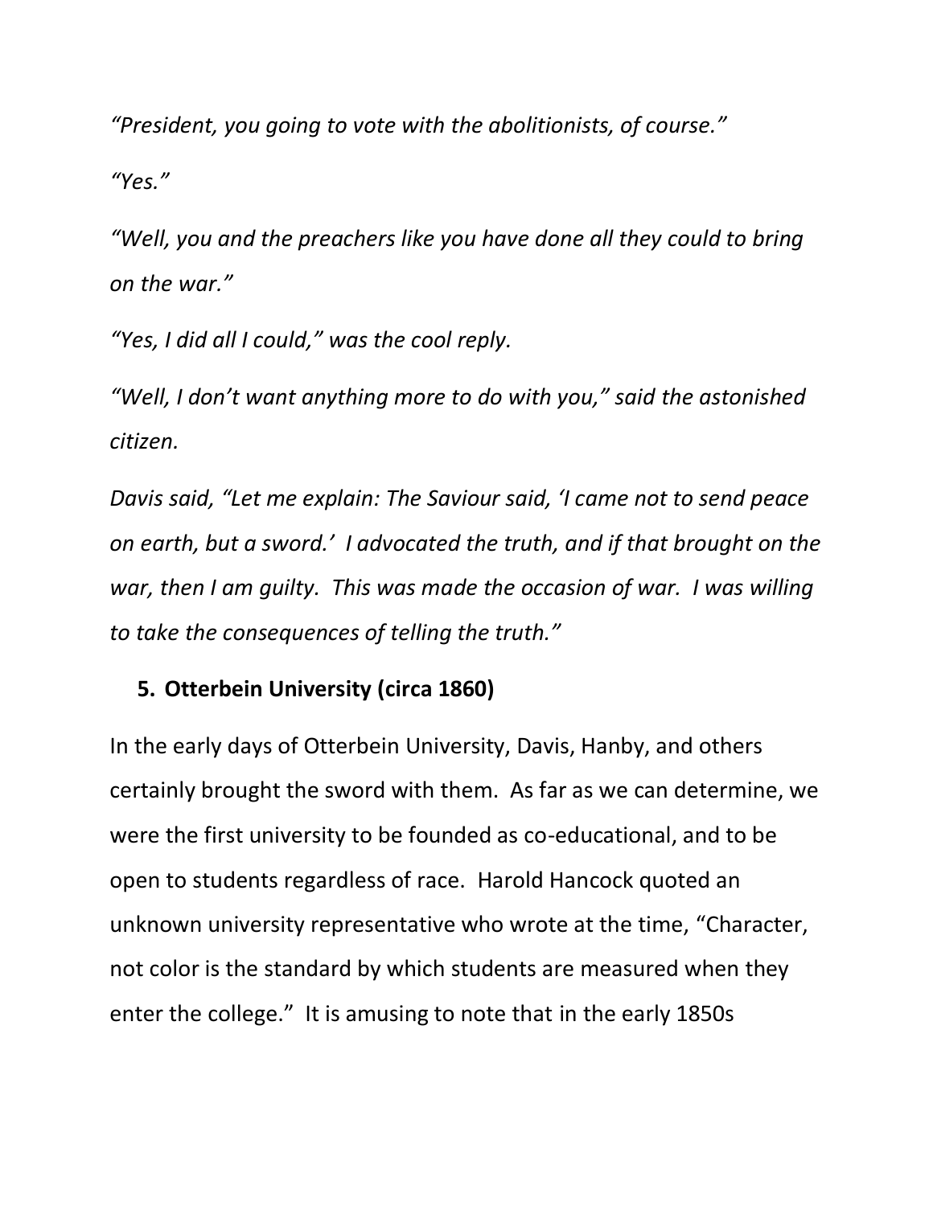*"President, you going to vote with the abolitionists, of course."*

*"Yes."*

*"Well, you and the preachers like you have done all they could to bring on the war."*

*"Yes, I did all I could," was the cool reply.*

*"Well, I don't want anything more to do with you," said the astonished citizen.*

*Davis said, "Let me explain: The Saviour said, 'I came not to send peace on earth, but a sword.' I advocated the truth, and if that brought on the war, then I am guilty. This was made the occasion of war. I was willing to take the consequences of telling the truth."*

## 5. Otterbein University (circa 1860)

In the early days of Otterbein University, Davis, Hanby, and others certainly brought the sword with them. As far as we can determine, we were the first university to be founded as co-educational, and to be open to students regardless of race. Harold Hancock quoted an unknown university representative who wrote at the time, "Character, not color is the standard by which students are measured when they enter the college." It is amusing to note that in the early 1850s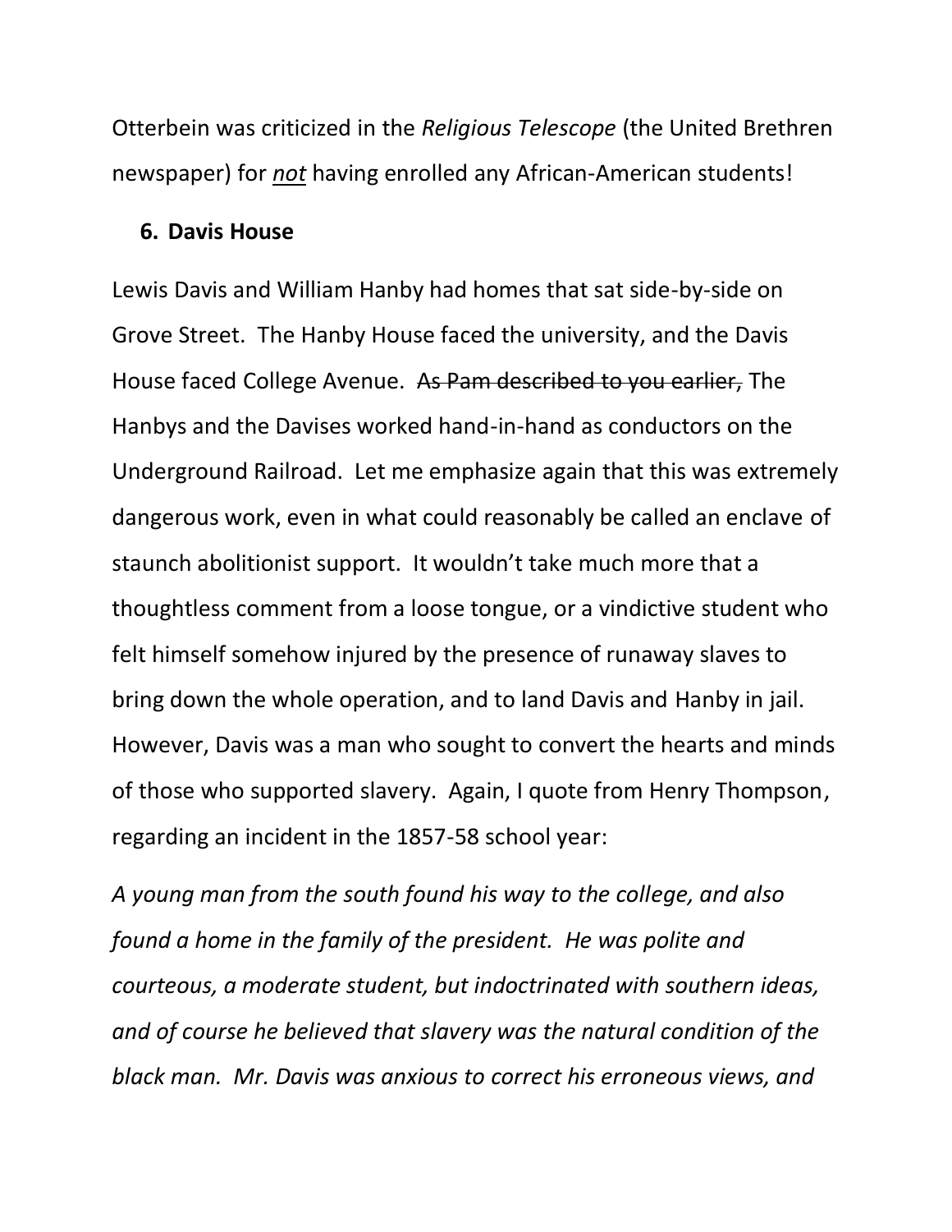Otterbein was criticized in the *Religious Telescope* (the United Brethren newspaper) for ***not*** having enrolled any African-American students!

### 6. Davis House

Lewis Davis and William Hanby had homes that sat side-by-side on Grove Street. The Hanby House faced the university, and the Davis House faced College Avenue. ~~As Pam described to you earlier,~~ The Hanbys and the Davises worked hand-in-hand as conductors on the Underground Railroad. Let me emphasize again that this was extremely dangerous work, even in what could reasonably be called an enclave of staunch abolitionist support. It wouldn't take much more that a thoughtless comment from a loose tongue, or a vindictive student who felt himself somehow injured by the presence of runaway slaves to bring down the whole operation, and to land Davis and Hanby in jail. However, Davis was a man who sought to convert the hearts and minds of those who supported slavery. Again, I quote from Henry Thompson, regarding an incident in the 1857-58 school year:

*A young man from the south found his way to the college, and also found a home in the family of the president. He was polite and courteous, a moderate student, but indoctrinated with southern ideas, and of course he believed that slavery was the natural condition of the black man. Mr. Davis was anxious to correct his erroneous views, and*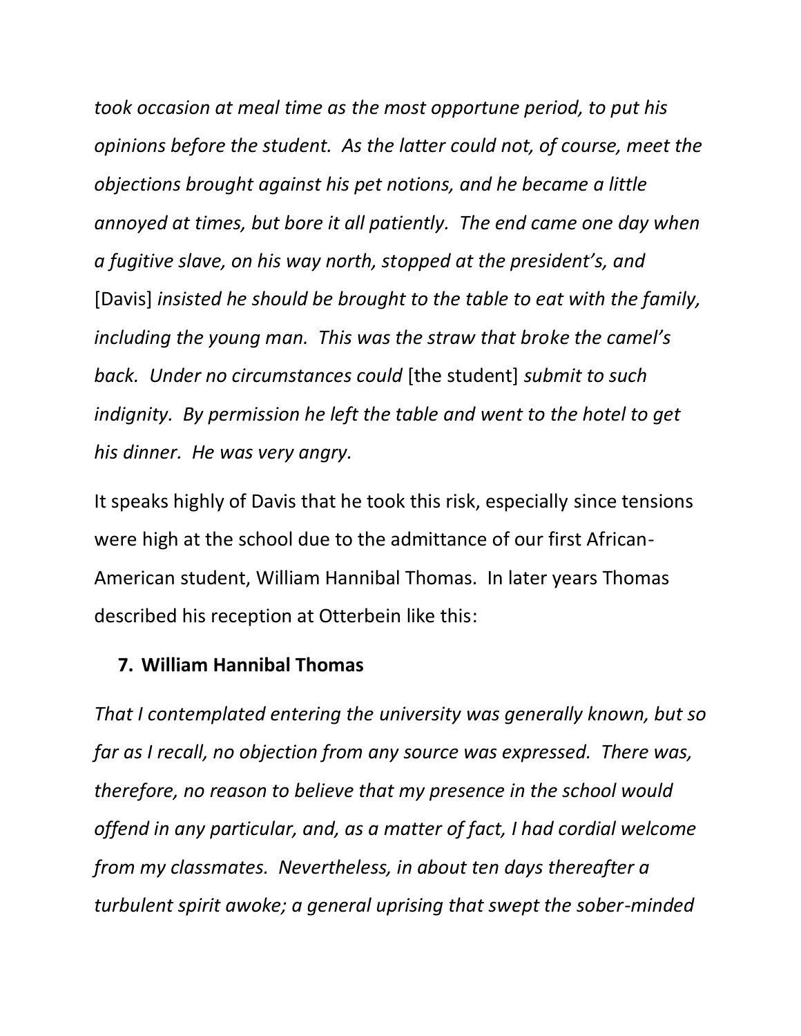*took occasion at meal time as the most opportune period, to put his opinions before the student. As the latter could not, of course, meet the objections brought against his pet notions, and he became a little annoyed at times, but bore it all patiently. The end came one day when a fugitive slave, on his way north, stopped at the president's, and* [Davis] *insisted he should be brought to the table to eat with the family, including the young man. This was the straw that broke the camel's back. Under no circumstances could* [the student] *submit to such indignity. By permission he left the table and went to the hotel to get his dinner. He was very angry.*

It speaks highly of Davis that he took this risk, especially since tensions were high at the school due to the admittance of our first African-American student, William Hannibal Thomas. In later years Thomas described his reception at Otterbein like this:

### 7. William Hannibal Thomas

*That I contemplated entering the university was generally known, but so far as I recall, no objection from any source was expressed. There was, therefore, no reason to believe that my presence in the school would offend in any particular, and, as a matter of fact, I had cordial welcome from my classmates. Nevertheless, in about ten days thereafter a turbulent spirit awoke; a general uprising that swept the sober-minded*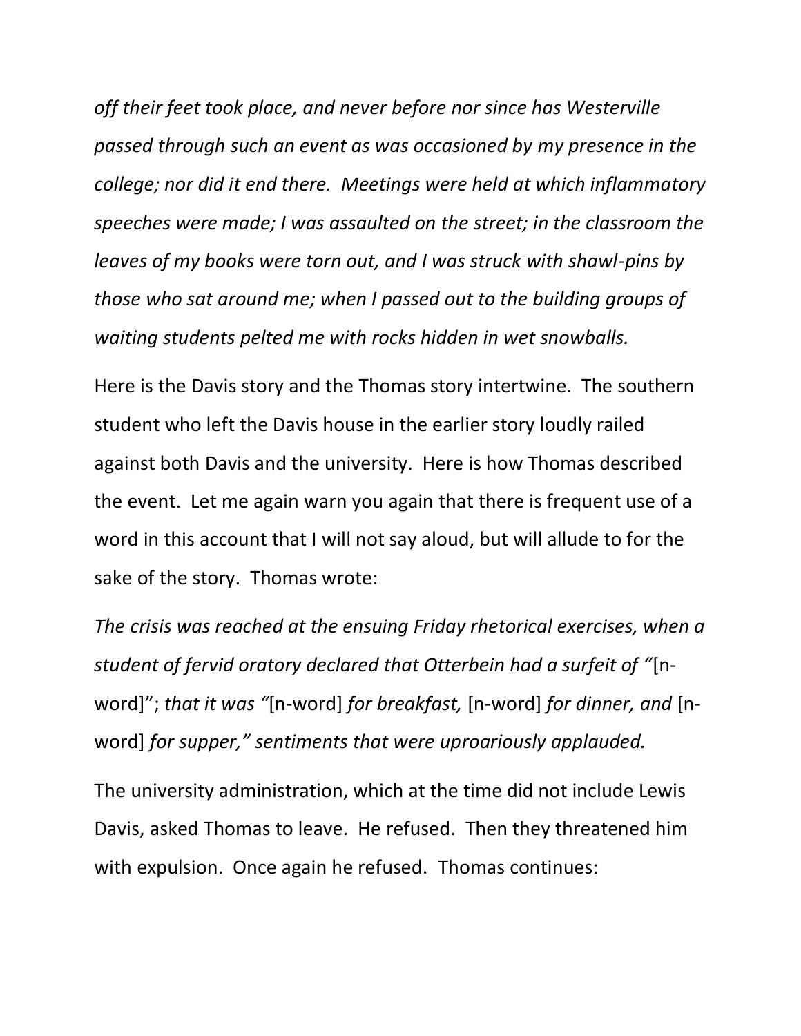*off their feet took place, and never before nor since has Westerville passed through such an event as was occasioned by my presence in the college; nor did it end there. Meetings were held at which inflammatory speeches were made; I was assaulted on the street; in the classroom the leaves of my books were torn out, and I was struck with shawl-pins by those who sat around me; when I passed out to the building groups of waiting students pelted me with rocks hidden in wet snowballs.*

Here is the Davis story and the Thomas story intertwine. The southern student who left the Davis house in the earlier story loudly railed against both Davis and the university. Here is how Thomas described the event. Let me again warn you again that there is frequent use of a word in this account that I will not say aloud, but will allude to for the sake of the story. Thomas wrote:

*The crisis was reached at the ensuing Friday rhetorical exercises, when a student of fervid oratory declared that Otterbein had a surfeit of "*[n-word]"; *that it was "*[n-word] *for breakfast,* [n-word] *for dinner, and* [n-word] *for supper," sentiments that were uproariously applauded.*

The university administration, which at the time did not include Lewis Davis, asked Thomas to leave. He refused. Then they threatened him with expulsion. Once again he refused. Thomas continues: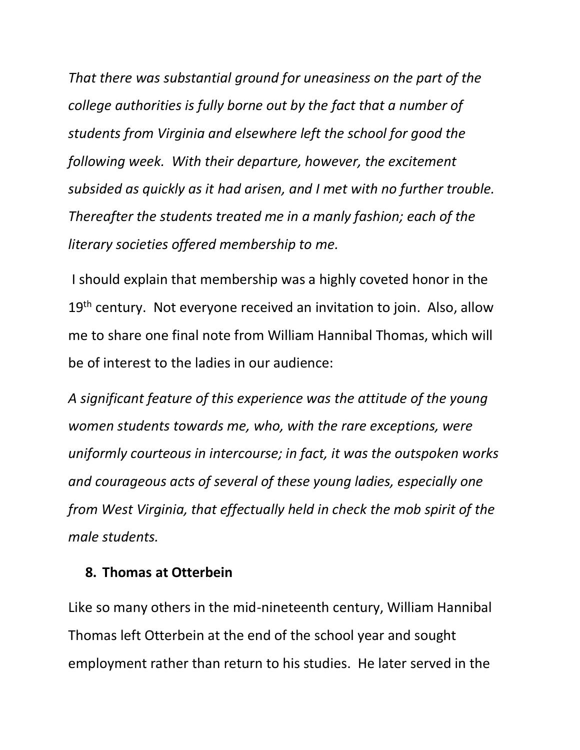*That there was substantial ground for uneasiness on the part of the college authorities is fully borne out by the fact that a number of students from Virginia and elsewhere left the school for good the following week. With their departure, however, the excitement subsided as quickly as it had arisen, and I met with no further trouble. Thereafter the students treated me in a manly fashion; each of the literary societies offered membership to me.*

I should explain that membership was a highly coveted honor in the 19th century. Not everyone received an invitation to join. Also, allow me to share one final note from William Hannibal Thomas, which will be of interest to the ladies in our audience:

*A significant feature of this experience was the attitude of the young women students towards me, who, with the rare exceptions, were uniformly courteous in intercourse; in fact, it was the outspoken works and courageous acts of several of these young ladies, especially one from West Virginia, that effectually held in check the mob spirit of the male students.*

**8. Thomas at Otterbein**

Like so many others in the mid-nineteenth century, William Hannibal Thomas left Otterbein at the end of the school year and sought employment rather than return to his studies. He later served in the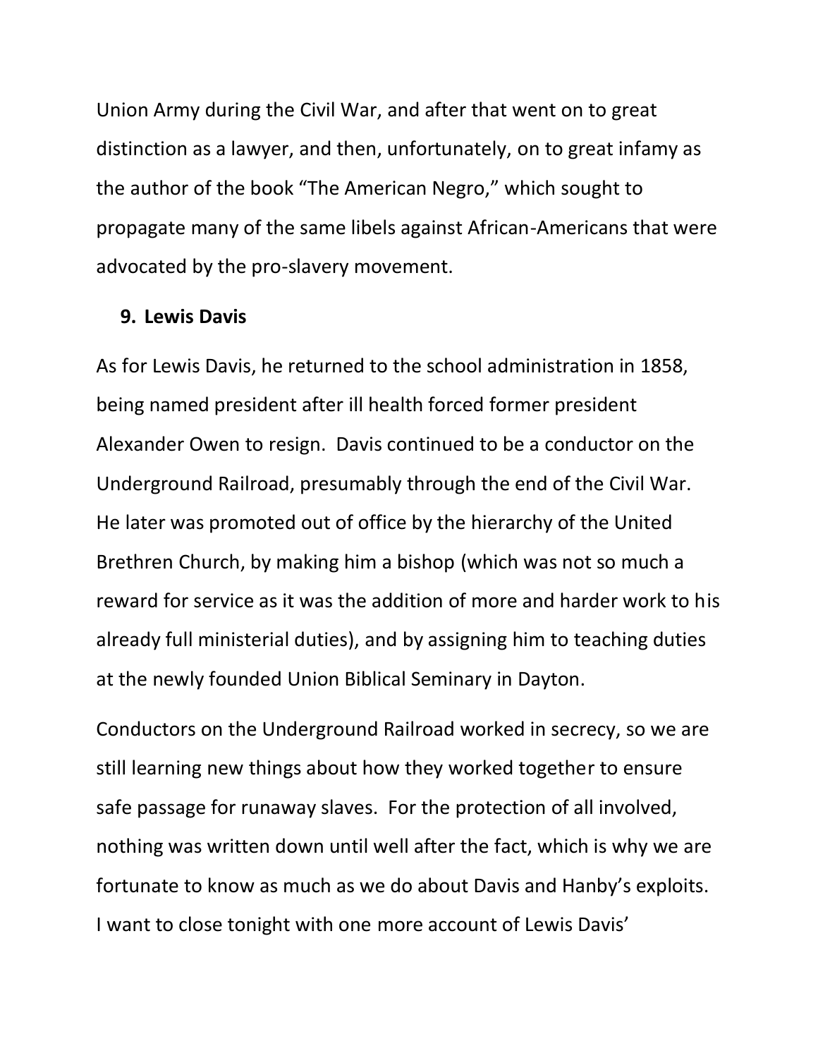Union Army during the Civil War, and after that went on to great distinction as a lawyer, and then, unfortunately, on to great infamy as the author of the book “The American Negro,” which sought to propagate many of the same libels against African-Americans that were advocated by the pro-slavery movement.

## 9. Lewis Davis

As for Lewis Davis, he returned to the school administration in 1858, being named president after ill health forced former president Alexander Owen to resign. Davis continued to be a conductor on the Underground Railroad, presumably through the end of the Civil War. He later was promoted out of office by the hierarchy of the United Brethren Church, by making him a bishop (which was not so much a reward for service as it was the addition of more and harder work to his already full ministerial duties), and by assigning him to teaching duties at the newly founded Union Biblical Seminary in Dayton.

Conductors on the Underground Railroad worked in secrecy, so we are still learning new things about how they worked together to ensure safe passage for runaway slaves. For the protection of all involved, nothing was written down until well after the fact, which is why we are fortunate to know as much as we do about Davis and Hanby’s exploits. I want to close tonight with one more account of Lewis Davis’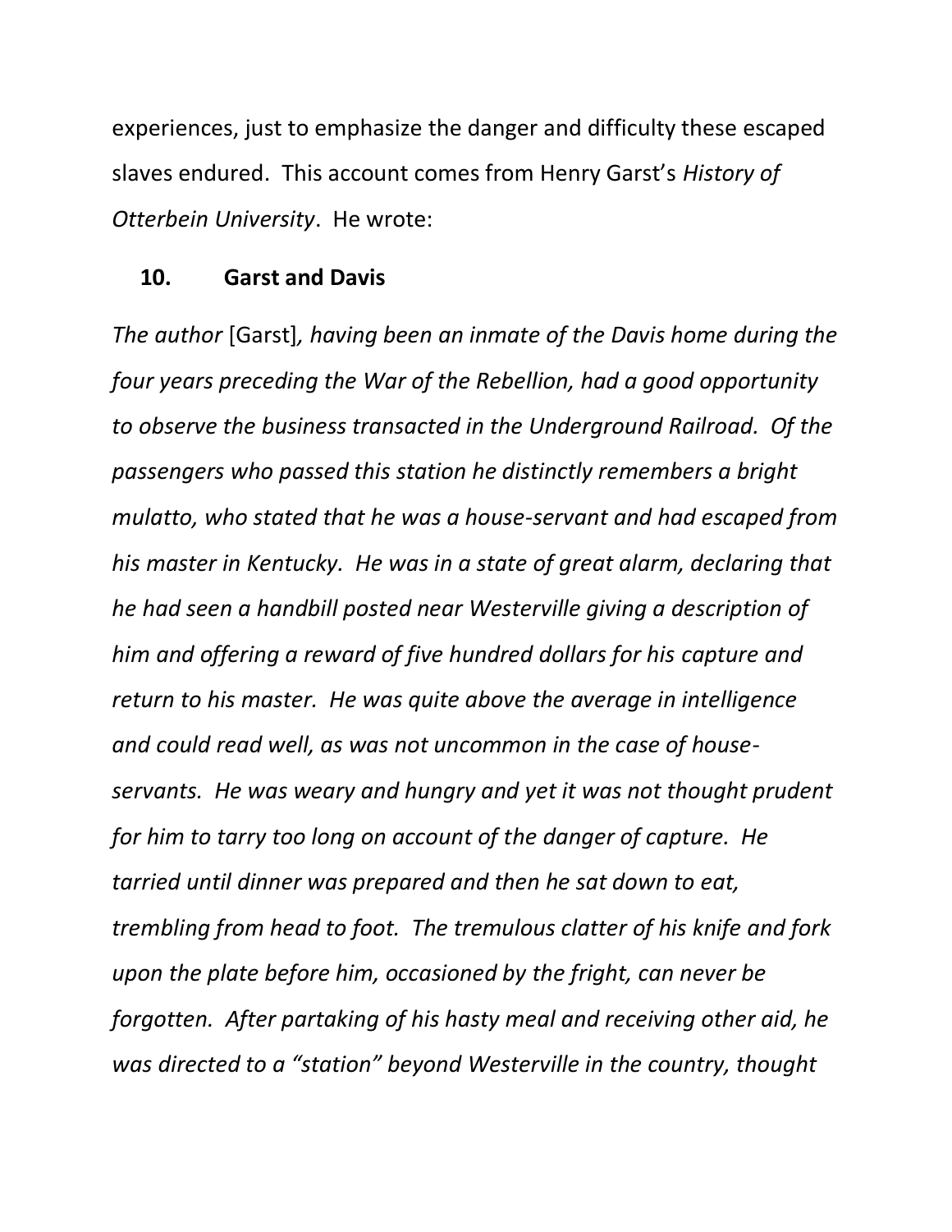experiences, just to emphasize the danger and difficulty these escaped slaves endured. This account comes from Henry Garst's *History of Otterbein University*. He wrote:

## 10. Garst and Davis

*The author* [Garst]*, having been an inmate of the Davis home during the four years preceding the War of the Rebellion, had a good opportunity to observe the business transacted in the Underground Railroad. Of the passengers who passed this station he distinctly remembers a bright mulatto, who stated that he was a house-servant and had escaped from his master in Kentucky. He was in a state of great alarm, declaring that he had seen a handbill posted near Westerville giving a description of him and offering a reward of five hundred dollars for his capture and return to his master. He was quite above the average in intelligence and could read well, as was not uncommon in the case of house-servants. He was weary and hungry and yet it was not thought prudent for him to tarry too long on account of the danger of capture. He tarried until dinner was prepared and then he sat down to eat, trembling from head to foot. The tremulous clatter of his knife and fork upon the plate before him, occasioned by the fright, can never be forgotten. After partaking of his hasty meal and receiving other aid, he was directed to a "station" beyond Westerville in the country, thought*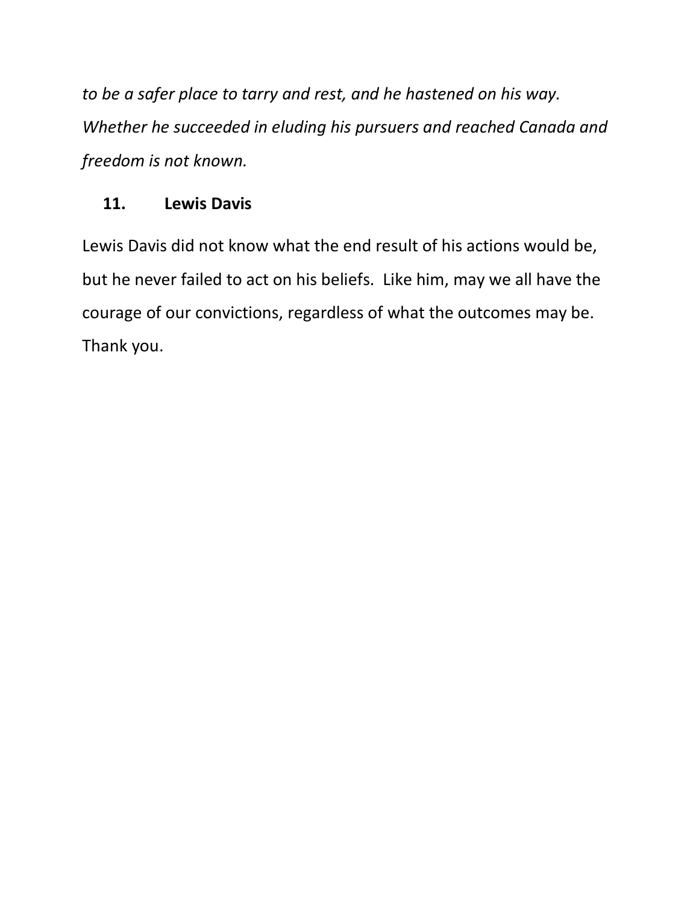*to be a safer place to tarry and rest, and he hastened on his way. Whether he succeeded in eluding his pursuers and reached Canada and freedom is not known.*

## 11. Lewis Davis

Lewis Davis did not know what the end result of his actions would be, but he never failed to act on his beliefs. Like him, may we all have the courage of our convictions, regardless of what the outcomes may be. Thank you.